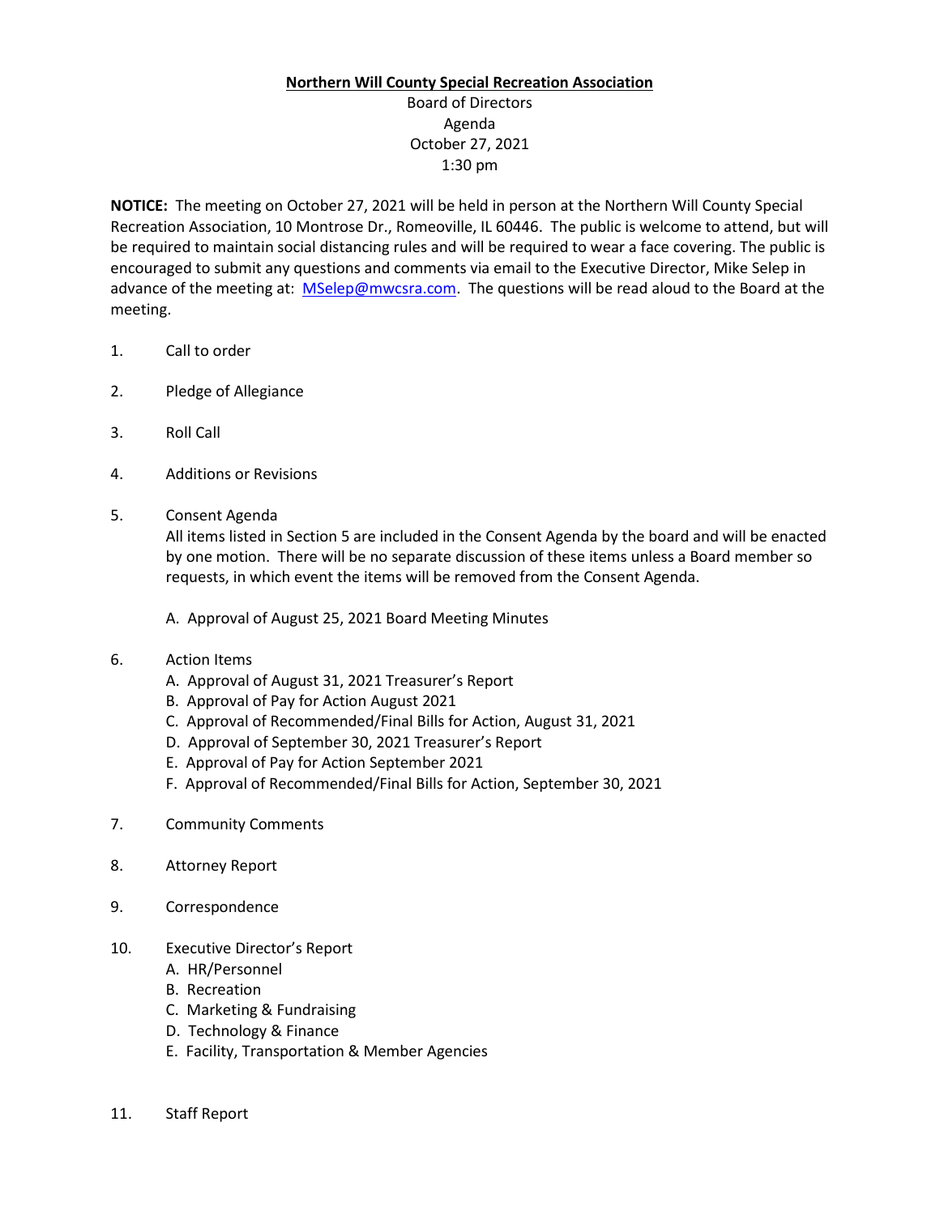**Northern Will County Special Recreation Association**

Board of Directors
Agenda
October 27, 2021
1:30 pm

**NOTICE:** The meeting on October 27, 2021 will be held in person at the Northern Will County Special Recreation Association, 10 Montrose Dr., Romeoville, IL 60446. The public is welcome to attend, but will be required to maintain social distancing rules and will be required to wear a face covering. The public is encouraged to submit any questions and comments via email to the Executive Director, Mike Selep in advance of the meeting at: [MSelep@nwcsra.com](mailto:MSelep@nwcsra.com). The questions will be read aloud to the Board at the meeting.

1. Call to order

2. Pledge of Allegiance

3. Roll Call

4. Additions or Revisions

5. Consent Agenda
   All items listed in Section 5 are included in the Consent Agenda by the board and will be enacted by one motion. There will be no separate discussion of these items unless a Board member so requests, in which event the items will be removed from the Consent Agenda.

   A. Approval of August 25, 2021 Board Meeting Minutes

6. Action Items
   A. Approval of August 31, 2021 Treasurer's Report
   B. Approval of Pay for Action August 2021
   C. Approval of Recommended/Final Bills for Action, August 31, 2021
   D. Approval of September 30, 2021 Treasurer's Report
   E. Approval of Pay for Action September 2021
   F. Approval of Recommended/Final Bills for Action, September 30, 2021

7. Community Comments

8. Attorney Report

9. Correspondence

10. Executive Director's Report
    A. HR/Personnel
    B. Recreation
    C. Marketing & Fundraising
    D. Technology & Finance
    E. Facility, Transportation & Member Agencies

11. Staff Report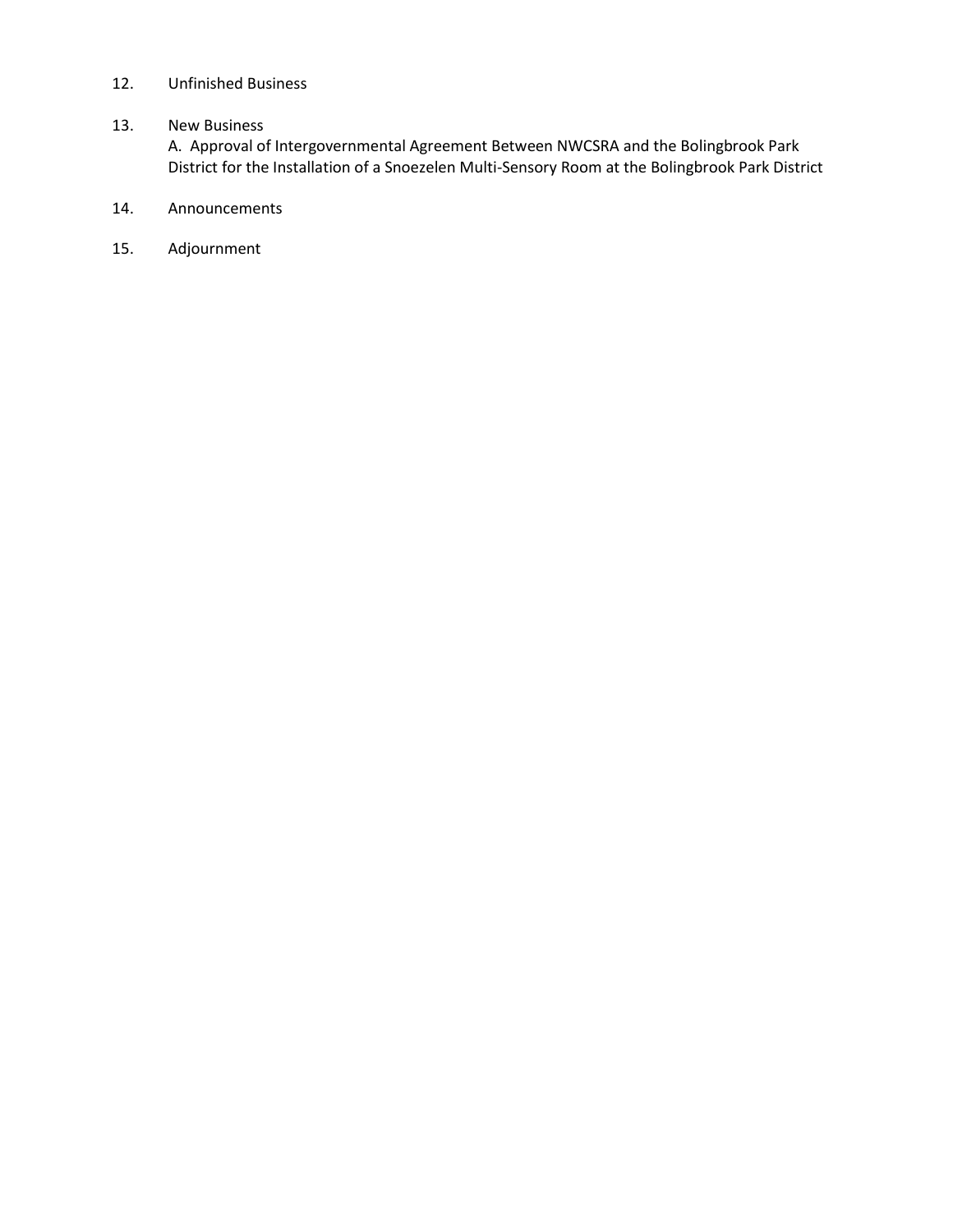12. Unfinished Business

13. New Business

    A. Approval of Intergovernmental Agreement Between NWCSRA and the Bolingbrook Park District for the Installation of a Snoezelen Multi-Sensory Room at the Bolingbrook Park District

14. Announcements

15. Adjournment